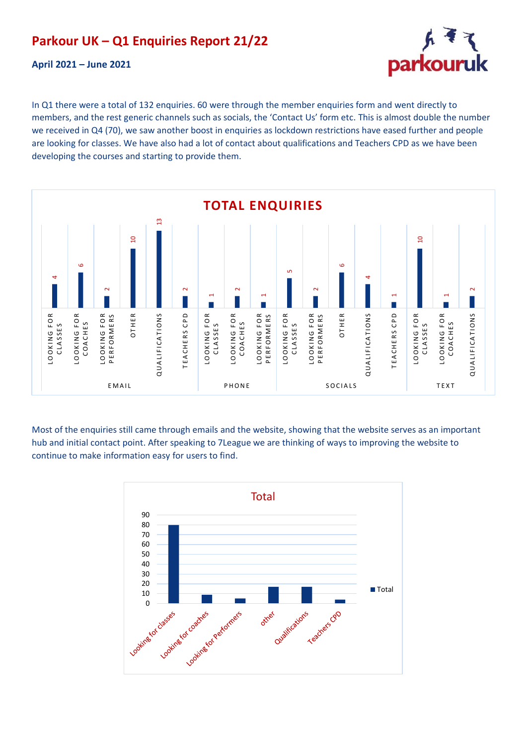# Parkour UK – Q1 Enquiries Report 21/22

**April 2021 – June 2021**

In Q1 there were a total of 132 enquiries. 60 were through the member enquiries form and went directly to members, and the rest generic channels such as socials, the 'Contact Us' form etc. This is almost double the number we received in Q4 (70), we saw another boost in enquiries as lockdown restrictions have eased further and people are looking for classes. We have also had a lot of contact about qualifications and Teachers CPD as we have been developing the courses and starting to provide them.

**TOTAL ENQUIRIES**

| Channel | Category | Count |
|---|---|---|
| EMAIL | Looking for classes | 4 |
| | Looking for coaches | 6 |
| | Looking for performers | 2 |
| | Other | 10 |
| | Qualifications | 13 |
| | Teachers CPD | 2 |
| PHONE | Looking for classes | 1 |
| | Looking for coaches | 2 |
| | Looking for performers | 1 |
| SOCIALS | Looking for classes | 5 |
| | Looking for performers | 2 |
| | Other | 6 |
| | Qualifications | 4 |
| | Teachers CPD | 1 |
| TEXT | Looking for classes | 10 |
| | Looking for coaches | 1 |
| | Qualifications | 2 |

Most of the enquiries still came through emails and the website, showing that the website serves as an important hub and initial contact point. After speaking to 7League we are thinking of ways to improving the website to continue to make information easy for users to find.

**Total**

| Category | Total (approx.) |
|---|---|
| Looking for classes | 80 |
| Looking for coaches | 9 |
| Looking for Performers | 5 |
| other | 17 |
| Qualifications | 17 |
| Teachers CPD | 4 |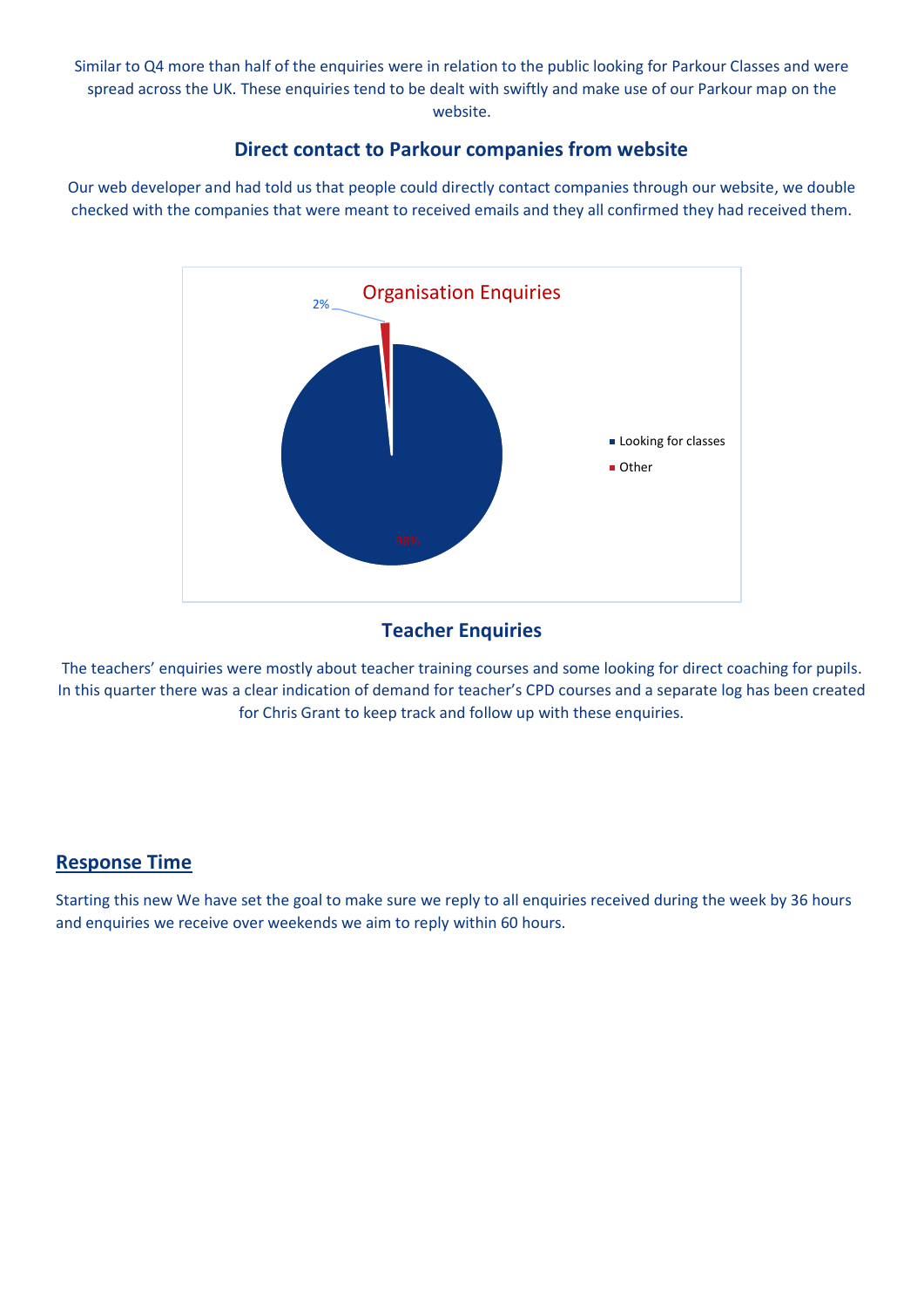Similar to Q4 more than half of the enquiries were in relation to the public looking for Parkour Classes and were spread across the UK. These enquiries tend to be dealt with swiftly and make use of our Parkour map on the website.

### Direct contact to Parkour companies from website

Our web developer and had told us that people could directly contact companies through our website, we double checked with the companies that were meant to received emails and they all confirmed they had received them.

Organisation Enquiries

2%

98%

Looking for classes

Other

### Teacher Enquiries

The teachers' enquiries were mostly about teacher training courses and some looking for direct coaching for pupils. In this quarter there was a clear indication of demand for teacher's CPD courses and a separate log has been created for Chris Grant to keep track and follow up with these enquiries.

## Response Time

Starting this new We have set the goal to make sure we reply to all enquiries received during the week by 36 hours and enquiries we receive over weekends we aim to reply within 60 hours.